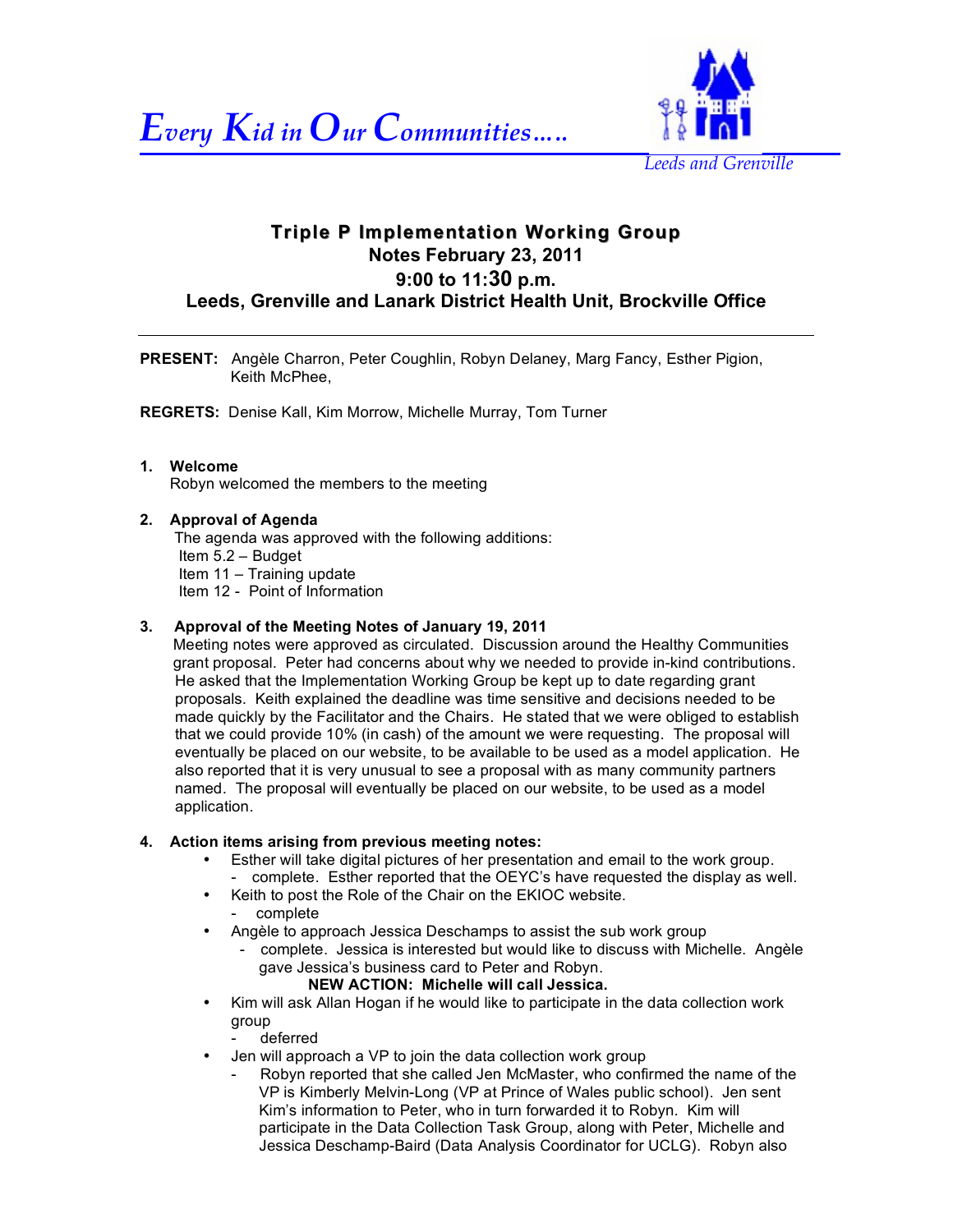*Every Kid in Our Communities…..*

*Leeds and Grenville*

# Triple P Implementation Working Group

## Notes February 23, 2011

## 9:00 to 11:30 p.m.

## Leeds, Grenville and Lanark District Health Unit, Brockville Office

---

**PRESENT:** Angèle Charron, Peter Coughlin, Robyn Delaney, Marg Fancy, Esther Pigion, Keith McPhee,

**REGRETS:** Denise Kall, Kim Morrow, Michelle Murray, Tom Turner

1. **Welcome**
   Robyn welcomed the members to the meeting

2. **Approval of Agenda**
   The agenda was approved with the following additions:
   Item 5.2 – Budget
   Item 11 – Training update
   Item 12 - Point of Information

3. **Approval of the Meeting Notes of January 19, 2011**
   Meeting notes were approved as circulated. Discussion around the Healthy Communities grant proposal. Peter had concerns about why we needed to provide in-kind contributions. He asked that the Implementation Working Group be kept up to date regarding grant proposals. Keith explained the deadline was time sensitive and decisions needed to be made quickly by the Facilitator and the Chairs. He stated that we were obliged to establish that we could provide 10% (in cash) of the amount we were requesting. The proposal will eventually be placed on our website, to be available to be used as a model application. He also reported that it is very unusual to see a proposal with as many community partners named. The proposal will eventually be placed on our website, to be used as a model application.

4. **Action items arising from previous meeting notes:**
   - Esther will take digital pictures of her presentation and email to the work group.
     - complete. Esther reported that the OEYC's have requested the display as well.
   - Keith to post the Role of the Chair on the EKIOC website.
     - complete
   - Angèle to approach Jessica Deschamps to assist the sub work group
     - complete. Jessica is interested but would like to discuss with Michelle. Angèle gave Jessica's business card to Peter and Robyn.

       **NEW ACTION: Michelle will call Jessica.**
   - Kim will ask Allan Hogan if he would like to participate in the data collection work group
     - deferred
   - Jen will approach a VP to join the data collection work group
     - Robyn reported that she called Jen McMaster, who confirmed the name of the VP is Kimberly Melvin-Long (VP at Prince of Wales public school). Jen sent Kim's information to Peter, who in turn forwarded it to Robyn. Kim will participate in the Data Collection Task Group, along with Peter, Michelle and Jessica Deschamp-Baird (Data Analysis Coordinator for UCLG). Robyn also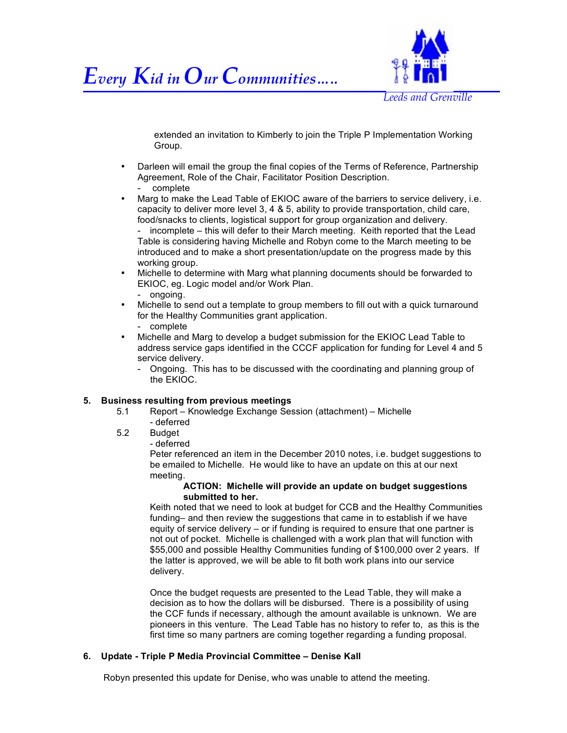extended an invitation to Kimberly to join the Triple P Implementation Working Group.

- Darleen will email the group the final copies of the Terms of Reference, Partnership Agreement, Role of the Chair, Facilitator Position Description.
  - complete
- Marg to make the Lead Table of EKIOC aware of the barriers to service delivery, i.e. capacity to deliver more level 3, 4 & 5, ability to provide transportation, child care, food/snacks to clients, logistical support for group organization and delivery.
  - incomplete – this will defer to their March meeting. Keith reported that the Lead Table is considering having Michelle and Robyn come to the March meeting to be introduced and to make a short presentation/update on the progress made by this working group.
- Michelle to determine with Marg what planning documents should be forwarded to EKIOC, eg. Logic model and/or Work Plan.
  - ongoing.
- Michelle to send out a template to group members to fill out with a quick turnaround for the Healthy Communities grant application.
  - complete
- Michelle and Marg to develop a budget submission for the EKIOC Lead Table to address service gaps identified in the CCCF application for funding for Level 4 and 5 service delivery.
  - Ongoing. This has to be discussed with the coordinating and planning group of the EKIOC.

**5. Business resulting from previous meetings**

5.1 Report – Knowledge Exchange Session (attachment) – Michelle
- deferred

5.2 Budget
- deferred

Peter referenced an item in the December 2010 notes, i.e. budget suggestions to be emailed to Michelle. He would like to have an update on this at our next meeting.

**ACTION: Michelle will provide an update on budget suggestions submitted to her.**

Keith noted that we need to look at budget for CCB and the Healthy Communities funding– and then review the suggestions that came in to establish if we have equity of service delivery – or if funding is required to ensure that one partner is not out of pocket. Michelle is challenged with a work plan that will function with $55,000 and possible Healthy Communities funding of $100,000 over 2 years. If the latter is approved, we will be able to fit both work plans into our service delivery.

Once the budget requests are presented to the Lead Table, they will make a decision as to how the dollars will be disbursed. There is a possibility of using the CCF funds if necessary, although the amount available is unknown. We are pioneers in this venture. The Lead Table has no history to refer to, as this is the first time so many partners are coming together regarding a funding proposal.

**6. Update - Triple P Media Provincial Committee – Denise Kall**

Robyn presented this update for Denise, who was unable to attend the meeting.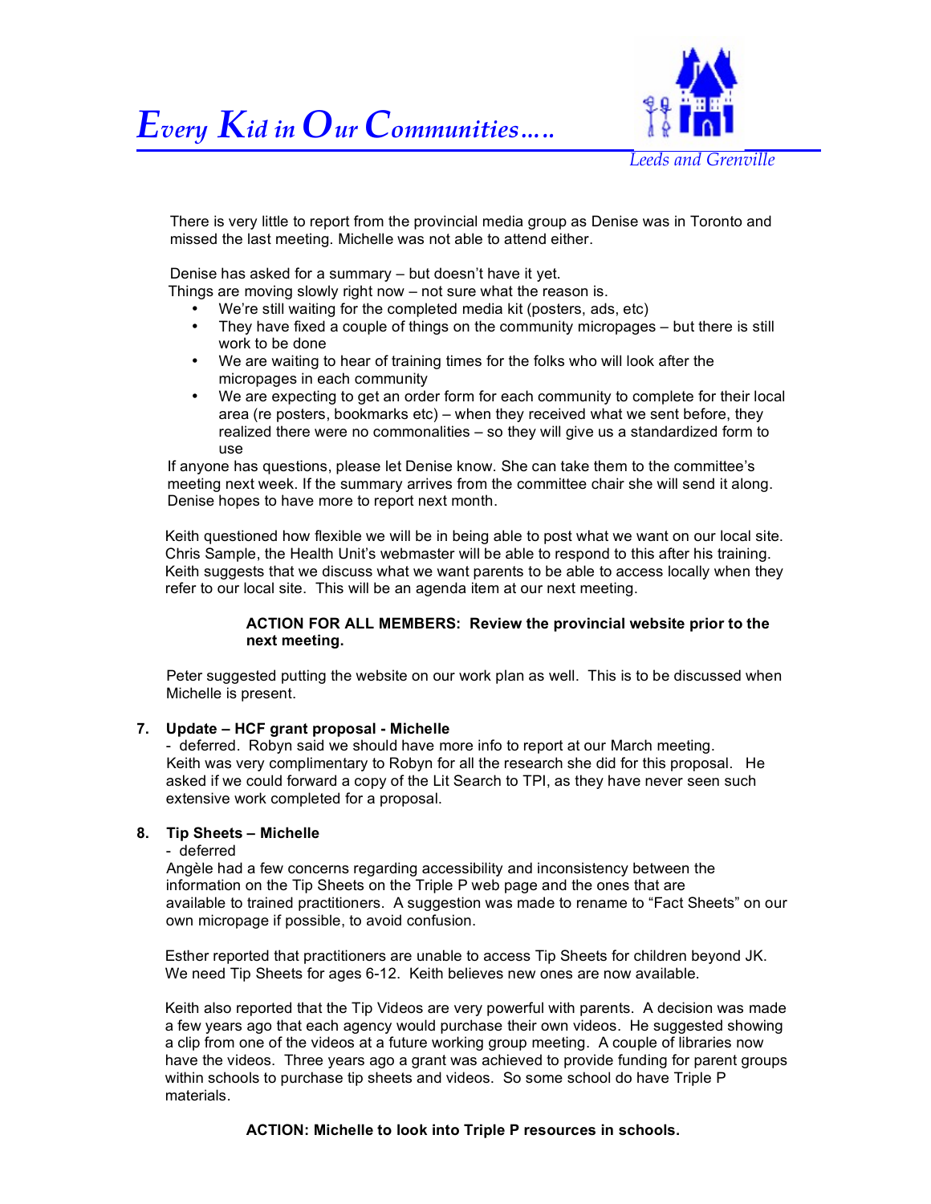There is very little to report from the provincial media group as Denise was in Toronto and missed the last meeting. Michelle was not able to attend either.

Denise has asked for a summary – but doesn't have it yet.
Things are moving slowly right now – not sure what the reason is.

- We're still waiting for the completed media kit (posters, ads, etc)
- They have fixed a couple of things on the community micropages – but there is still work to be done
- We are waiting to hear of training times for the folks who will look after the micropages in each community
- We are expecting to get an order form for each community to complete for their local area (re posters, bookmarks etc) – when they received what we sent before, they realized there were no commonalities – so they will give us a standardized form to use

If anyone has questions, please let Denise know. She can take them to the committee's meeting next week. If the summary arrives from the committee chair she will send it along. Denise hopes to have more to report next month.

Keith questioned how flexible we will be in being able to post what we want on our local site. Chris Sample, the Health Unit's webmaster will be able to respond to this after his training. Keith suggests that we discuss what we want parents to be able to access locally when they refer to our local site. This will be an agenda item at our next meeting.

**ACTION FOR ALL MEMBERS: Review the provincial website prior to the next meeting.**

Peter suggested putting the website on our work plan as well. This is to be discussed when Michelle is present.

**7. Update – HCF grant proposal - Michelle**

- deferred. Robyn said we should have more info to report at our March meeting.
Keith was very complimentary to Robyn for all the research she did for this proposal. He asked if we could forward a copy of the Lit Search to TPI, as they have never seen such extensive work completed for a proposal.

**8. Tip Sheets – Michelle**

- deferred
Angèle had a few concerns regarding accessibility and inconsistency between the information on the Tip Sheets on the Triple P web page and the ones that are available to trained practitioners. A suggestion was made to rename to "Fact Sheets" on our own micropage if possible, to avoid confusion.

Esther reported that practitioners are unable to access Tip Sheets for children beyond JK. We need Tip Sheets for ages 6-12. Keith believes new ones are now available.

Keith also reported that the Tip Videos are very powerful with parents. A decision was made a few years ago that each agency would purchase their own videos. He suggested showing a clip from one of the videos at a future working group meeting. A couple of libraries now have the videos. Three years ago a grant was achieved to provide funding for parent groups within schools to purchase tip sheets and videos. So some school do have Triple P materials.

**ACTION: Michelle to look into Triple P resources in schools.**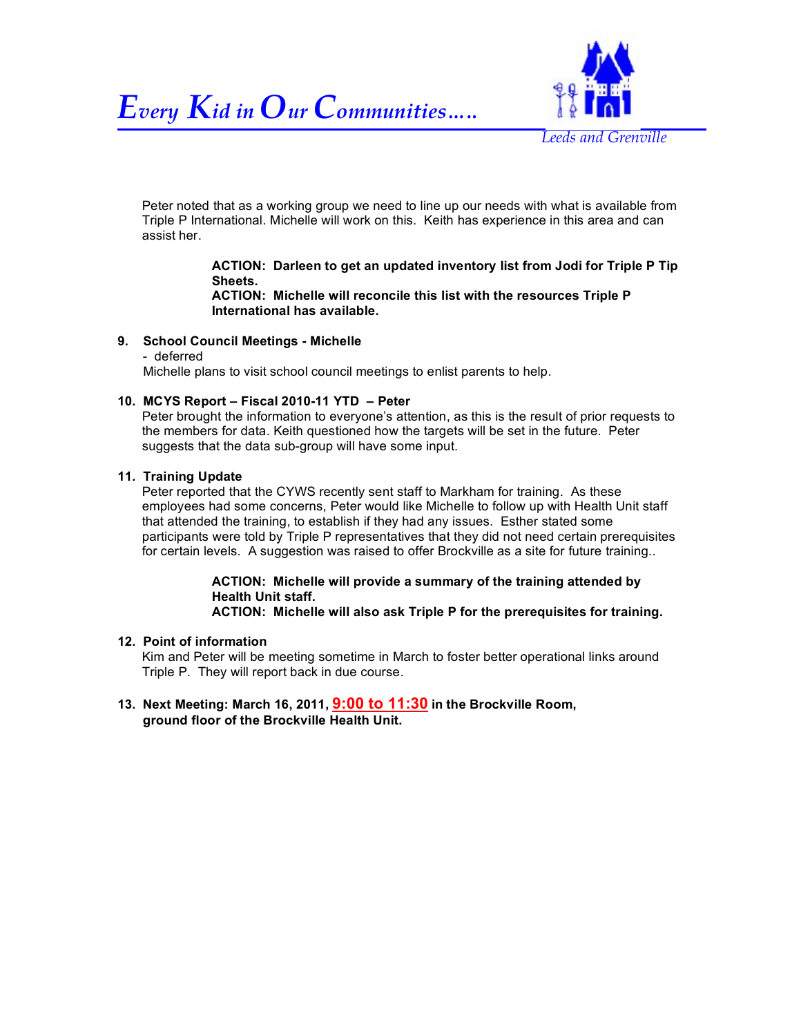Peter noted that as a working group we need to line up our needs with what is available from Triple P International. Michelle will work on this. Keith has experience in this area and can assist her.

**ACTION: Darleen to get an updated inventory list from Jodi for Triple P Tip Sheets.**
**ACTION: Michelle will reconcile this list with the resources Triple P International has available.**

**9. School Council Meetings - Michelle**

- deferred

Michelle plans to visit school council meetings to enlist parents to help.

**10. MCYS Report – Fiscal 2010-11 YTD – Peter**

Peter brought the information to everyone's attention, as this is the result of prior requests to the members for data. Keith questioned how the targets will be set in the future. Peter suggests that the data sub-group will have some input.

**11. Training Update**

Peter reported that the CYWS recently sent staff to Markham for training. As these employees had some concerns, Peter would like Michelle to follow up with Health Unit staff that attended the training, to establish if they had any issues. Esther stated some participants were told by Triple P representatives that they did not need certain prerequisites for certain levels. A suggestion was raised to offer Brockville as a site for future training..

**ACTION: Michelle will provide a summary of the training attended by Health Unit staff.**
**ACTION: Michelle will also ask Triple P for the prerequisites for training.**

**12. Point of information**

Kim and Peter will be meeting sometime in March to foster better operational links around Triple P. They will report back in due course.

**13. Next Meeting: March 16, 2011, 9:00 to 11:30 in the Brockville Room, ground floor of the Brockville Health Unit.**